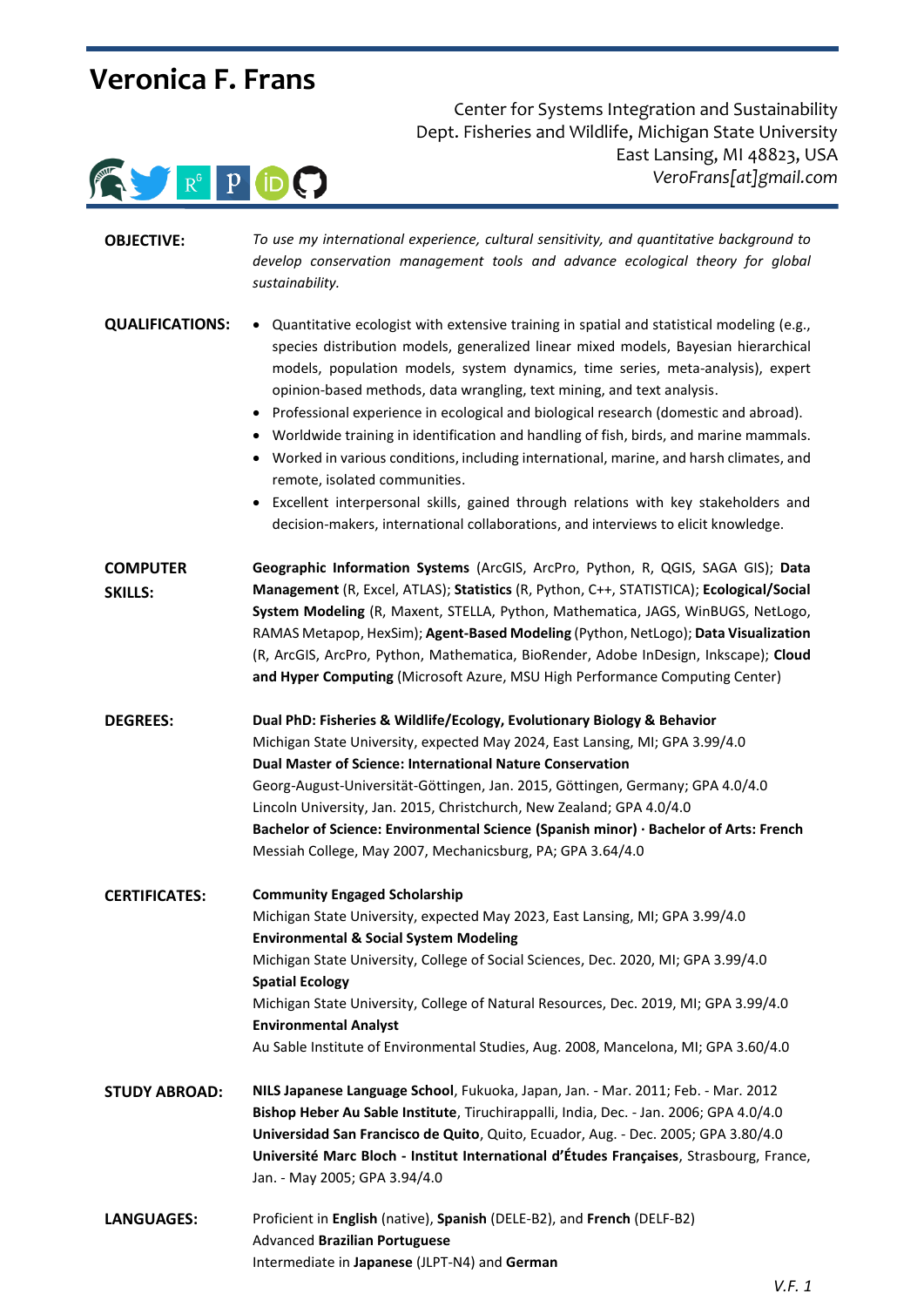# Veronica F. Frans

Center for Systems Integration and Sustainability
Dept. Fisheries and Wildlife, Michigan State University
East Lansing, MI 48823, USA
*VeroFrans[at]gmail.com*

**OBJECTIVE:**

*To use my international experience, cultural sensitivity, and quantitative background to develop conservation management tools and advance ecological theory for global sustainability.*

**QUALIFICATIONS:**

- Quantitative ecologist with extensive training in spatial and statistical modeling (e.g., species distribution models, generalized linear mixed models, Bayesian hierarchical models, population models, system dynamics, time series, meta-analysis), expert opinion-based methods, data wrangling, text mining, and text analysis.
- Professional experience in ecological and biological research (domestic and abroad).
- Worldwide training in identification and handling of fish, birds, and marine mammals.
- Worked in various conditions, including international, marine, and harsh climates, and remote, isolated communities.
- Excellent interpersonal skills, gained through relations with key stakeholders and decision-makers, international collaborations, and interviews to elicit knowledge.

**COMPUTER SKILLS:**

**Geographic Information Systems** (ArcGIS, ArcPro, Python, R, QGIS, SAGA GIS); **Data Management** (R, Excel, ATLAS); **Statistics** (R, Python, C++, STATISTICA); **Ecological/Social System Modeling** (R, Maxent, STELLA, Python, Mathematica, JAGS, WinBUGS, NetLogo, RAMAS Metapop, HexSim); **Agent-Based Modeling** (Python, NetLogo); **Data Visualization** (R, ArcGIS, ArcPro, Python, Mathematica, BioRender, Adobe InDesign, Inkscape); **Cloud and Hyper Computing** (Microsoft Azure, MSU High Performance Computing Center)

**DEGREES:**

**Dual PhD: Fisheries & Wildlife/Ecology, Evolutionary Biology & Behavior**
Michigan State University, expected May 2024, East Lansing, MI; GPA 3.99/4.0
**Dual Master of Science: International Nature Conservation**
Georg-August-Universität-Göttingen, Jan. 2015, Göttingen, Germany; GPA 4.0/4.0
Lincoln University, Jan. 2015, Christchurch, New Zealand; GPA 4.0/4.0
**Bachelor of Science: Environmental Science (Spanish minor) · Bachelor of Arts: French**
Messiah College, May 2007, Mechanicsburg, PA; GPA 3.64/4.0

**CERTIFICATES:**

**Community Engaged Scholarship**
Michigan State University, expected May 2023, East Lansing, MI; GPA 3.99/4.0
**Environmental & Social System Modeling**
Michigan State University, College of Social Sciences, Dec. 2020, MI; GPA 3.99/4.0
**Spatial Ecology**
Michigan State University, College of Natural Resources, Dec. 2019, MI; GPA 3.99/4.0
**Environmental Analyst**
Au Sable Institute of Environmental Studies, Aug. 2008, Mancelona, MI; GPA 3.60/4.0

**STUDY ABROAD:**

**NILS Japanese Language School**, Fukuoka, Japan, Jan. - Mar. 2011; Feb. - Mar. 2012
**Bishop Heber Au Sable Institute**, Tiruchirappalli, India, Dec. - Jan. 2006; GPA 4.0/4.0
**Universidad San Francisco de Quito**, Quito, Ecuador, Aug. - Dec. 2005; GPA 3.80/4.0
**Université Marc Bloch - Institut International d'Études Françaises**, Strasbourg, France, Jan. - May 2005; GPA 3.94/4.0

**LANGUAGES:**

Proficient in **English** (native), **Spanish** (DELE-B2), and **French** (DELF-B2)
Advanced **Brazilian Portuguese**
Intermediate in **Japanese** (JLPT-N4) and **German**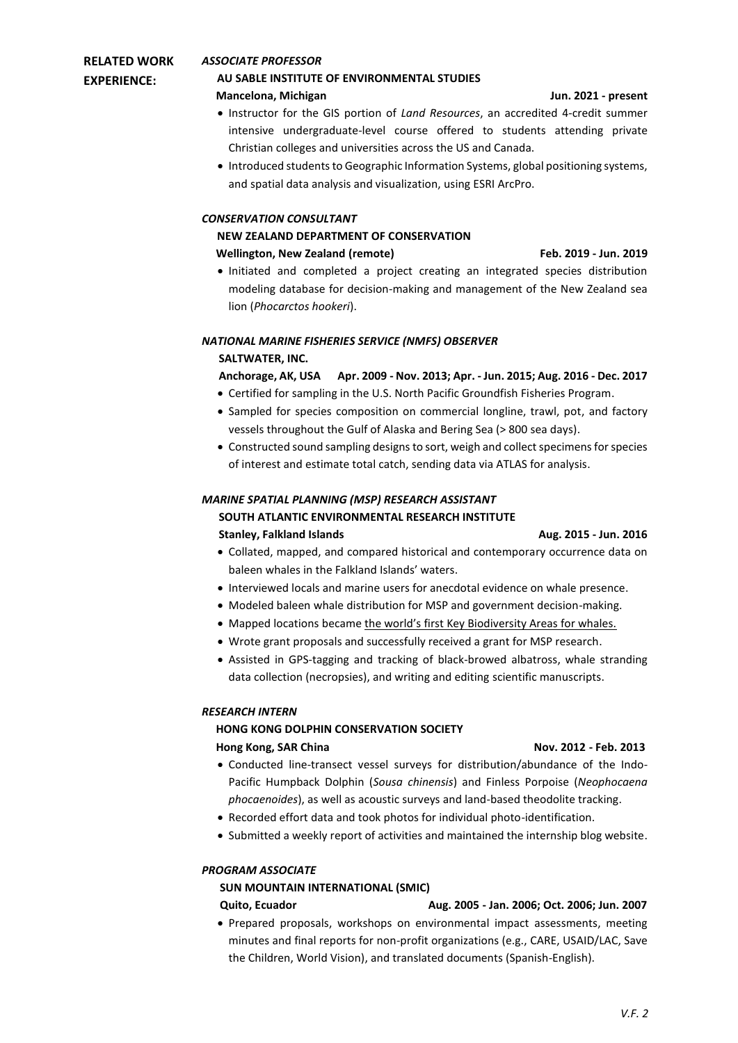## RELATED WORK EXPERIENCE:

***ASSOCIATE PROFESSOR***

**AU SABLE INSTITUTE OF ENVIRONMENTAL STUDIES**

**Mancelona, Michigan** — **Jun. 2021 - present**

- Instructor for the GIS portion of *Land Resources*, an accredited 4-credit summer intensive undergraduate-level course offered to students attending private Christian colleges and universities across the US and Canada.
- Introduced students to Geographic Information Systems, global positioning systems, and spatial data analysis and visualization, using ESRI ArcPro.

***CONSERVATION CONSULTANT***

**NEW ZEALAND DEPARTMENT OF CONSERVATION**

**Wellington, New Zealand (remote)** — **Feb. 2019 - Jun. 2019**

- Initiated and completed a project creating an integrated species distribution modeling database for decision-making and management of the New Zealand sea lion (*Phocarctos hookeri*).

***NATIONAL MARINE FISHERIES SERVICE (NMFS) OBSERVER***

**SALTWATER, INC.**

**Anchorage, AK, USA** — **Apr. 2009 - Nov. 2013; Apr. - Jun. 2015; Aug. 2016 - Dec. 2017**

- Certified for sampling in the U.S. North Pacific Groundfish Fisheries Program.
- Sampled for species composition on commercial longline, trawl, pot, and factory vessels throughout the Gulf of Alaska and Bering Sea (> 800 sea days).
- Constructed sound sampling designs to sort, weigh and collect specimens for species of interest and estimate total catch, sending data via ATLAS for analysis.

***MARINE SPATIAL PLANNING (MSP) RESEARCH ASSISTANT***

**SOUTH ATLANTIC ENVIRONMENTAL RESEARCH INSTITUTE**

**Stanley, Falkland Islands** — **Aug. 2015 - Jun. 2016**

- Collated, mapped, and compared historical and contemporary occurrence data on baleen whales in the Falkland Islands' waters.
- Interviewed locals and marine users for anecdotal evidence on whale presence.
- Modeled baleen whale distribution for MSP and government decision-making.
- Mapped locations became the world's first Key Biodiversity Areas for whales.
- Wrote grant proposals and successfully received a grant for MSP research.
- Assisted in GPS-tagging and tracking of black-browed albatross, whale stranding data collection (necropsies), and writing and editing scientific manuscripts.

***RESEARCH INTERN***

**HONG KONG DOLPHIN CONSERVATION SOCIETY**

**Hong Kong, SAR China** — **Nov. 2012 - Feb. 2013**

- Conducted line-transect vessel surveys for distribution/abundance of the Indo-Pacific Humpback Dolphin (*Sousa chinensis*) and Finless Porpoise (*Neophocaena phocaenoides*), as well as acoustic surveys and land-based theodolite tracking.
- Recorded effort data and took photos for individual photo-identification.
- Submitted a weekly report of activities and maintained the internship blog website.

***PROGRAM ASSOCIATE***

**SUN MOUNTAIN INTERNATIONAL (SMIC)**

**Quito, Ecuador** — **Aug. 2005 - Jan. 2006; Oct. 2006; Jun. 2007**

- Prepared proposals, workshops on environmental impact assessments, meeting minutes and final reports for non-profit organizations (e.g., CARE, USAID/LAC, Save the Children, World Vision), and translated documents (Spanish-English).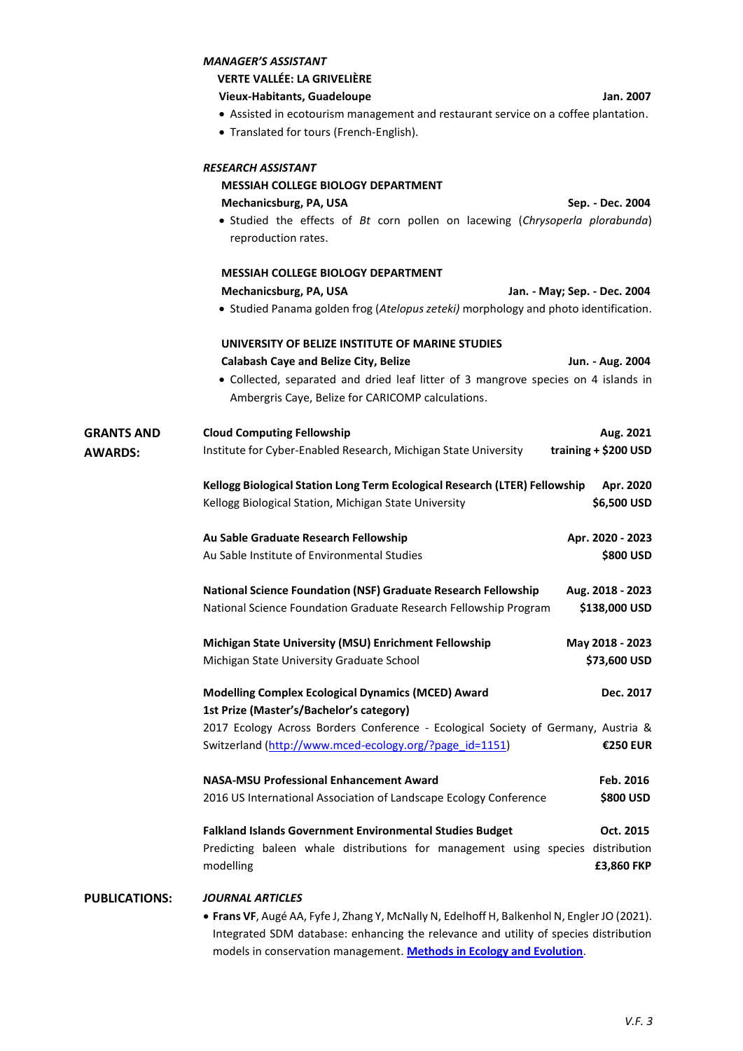*MANAGER'S ASSISTANT*

**VERTE VALLÉE: LA GRIVELIÈRE**

**Vieux-Habitants, Guadeloupe** — **Jan. 2007**

- Assisted in ecotourism management and restaurant service on a coffee plantation.
- Translated for tours (French-English).

*RESEARCH ASSISTANT*

**MESSIAH COLLEGE BIOLOGY DEPARTMENT**

**Mechanicsburg, PA, USA** — **Sep. - Dec. 2004**

- Studied the effects of *Bt* corn pollen on lacewing (*Chrysoperla plorabunda*) reproduction rates.

**MESSIAH COLLEGE BIOLOGY DEPARTMENT**

**Mechanicsburg, PA, USA** — **Jan. - May; Sep. - Dec. 2004**

- Studied Panama golden frog (*Atelopus zeteki)* morphology and photo identification.

**UNIVERSITY OF BELIZE INSTITUTE OF MARINE STUDIES**

**Calabash Caye and Belize City, Belize** — **Jun. - Aug. 2004**

- Collected, separated and dried leaf litter of 3 mangrove species on 4 islands in Ambergris Caye, Belize for CARICOMP calculations.

## GRANTS AND AWARDS:

**Cloud Computing Fellowship** — **Aug. 2021**
Institute for Cyber-Enabled Research, Michigan State University — **training + $200 USD**

**Kellogg Biological Station Long Term Ecological Research (LTER) Fellowship** — **Apr. 2020**
Kellogg Biological Station, Michigan State University — **$6,500 USD**

**Au Sable Graduate Research Fellowship** — **Apr. 2020 - 2023**
Au Sable Institute of Environmental Studies — **$800 USD**

**National Science Foundation (NSF) Graduate Research Fellowship** — **Aug. 2018 - 2023**
National Science Foundation Graduate Research Fellowship Program — **$138,000 USD**

**Michigan State University (MSU) Enrichment Fellowship** — **May 2018 - 2023**
Michigan State University Graduate School — **$73,600 USD**

**Modelling Complex Ecological Dynamics (MCED) Award** — **Dec. 2017**
**1st Prize (Master's/Bachelor's category)**
2017 Ecology Across Borders Conference - Ecological Society of Germany, Austria & Switzerland ([http://www.mced-ecology.org/?page_id=1151](http://www.mced-ecology.org/?page_id=1151)) — **€250 EUR**

**NASA-MSU Professional Enhancement Award** — **Feb. 2016**
2016 US International Association of Landscape Ecology Conference — **$800 USD**

**Falkland Islands Government Environmental Studies Budget** — **Oct. 2015**
Predicting baleen whale distributions for management using species distribution modelling — **£3,860 FKP**

## PUBLICATIONS:

*JOURNAL ARTICLES*

- **Frans VF**, Augé AA, Fyfe J, Zhang Y, McNally N, Edelhoff H, Balkenhol N, Engler JO (2021). Integrated SDM database: enhancing the relevance and utility of species distribution models in conservation management. **Methods in Ecology and Evolution**.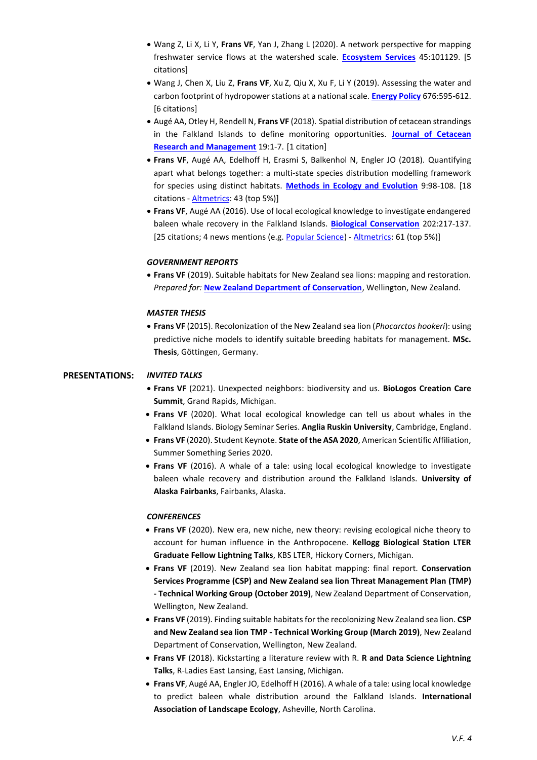- Wang Z, Li X, Li Y, **Frans VF**, Yan J, Zhang L (2020). A network perspective for mapping freshwater service flows at the watershed scale. **Ecosystem Services** 45:101129. [5 citations]
- Wang J, Chen X, Liu Z, **Frans VF**, Xu Z, Qiu X, Xu F, Li Y (2019). Assessing the water and carbon footprint of hydropower stations at a national scale. **Energy Policy** 676:595-612. [6 citations]
- Augé AA, Otley H, Rendell N, **Frans VF** (2018). Spatial distribution of cetacean strandings in the Falkland Islands to define monitoring opportunities. **Journal of Cetacean Research and Management** 19:1-7. [1 citation]
- **Frans VF**, Augé AA, Edelhoff H, Erasmi S, Balkenhol N, Engler JO (2018). Quantifying apart what belongs together: a multi-state species distribution modelling framework for species using distinct habitats. **Methods in Ecology and Evolution** 9:98-108. [18 citations - Altmetrics: 43 (top 5%)]
- **Frans VF**, Augé AA (2016). Use of local ecological knowledge to investigate endangered baleen whale recovery in the Falkland Islands. **Biological Conservation** 202:217-137. [25 citations; 4 news mentions (e.g. Popular Science) - Altmetrics: 61 (top 5%)]

***GOVERNMENT REPORTS***

- **Frans VF** (2019). Suitable habitats for New Zealand sea lions: mapping and restoration. *Prepared for:* **New Zealand Department of Conservation**, Wellington, New Zealand.

***MASTER THESIS***

- **Frans VF** (2015). Recolonization of the New Zealand sea lion (*Phocarctos hookeri*): using predictive niche models to identify suitable breeding habitats for management. **MSc. Thesis**, Göttingen, Germany.

## PRESENTATIONS:

***INVITED TALKS***

- **Frans VF** (2021). Unexpected neighbors: biodiversity and us. **BioLogos Creation Care Summit**, Grand Rapids, Michigan.
- **Frans VF** (2020). What local ecological knowledge can tell us about whales in the Falkland Islands. Biology Seminar Series. **Anglia Ruskin University**, Cambridge, England.
- **Frans VF** (2020). Student Keynote. **State of the ASA 2020**, American Scientific Affiliation, Summer Something Series 2020.
- **Frans VF** (2016). A whale of a tale: using local ecological knowledge to investigate baleen whale recovery and distribution around the Falkland Islands. **University of Alaska Fairbanks**, Fairbanks, Alaska.

***CONFERENCES***

- **Frans VF** (2020). New era, new niche, new theory: revising ecological niche theory to account for human influence in the Anthropocene. **Kellogg Biological Station LTER Graduate Fellow Lightning Talks**, KBS LTER, Hickory Corners, Michigan.
- **Frans VF** (2019). New Zealand sea lion habitat mapping: final report. **Conservation Services Programme (CSP) and New Zealand sea lion Threat Management Plan (TMP) - Technical Working Group (October 2019)**, New Zealand Department of Conservation, Wellington, New Zealand.
- **Frans VF** (2019). Finding suitable habitats for the recolonizing New Zealand sea lion. **CSP and New Zealand sea lion TMP - Technical Working Group (March 2019)**, New Zealand Department of Conservation, Wellington, New Zealand.
- **Frans VF** (2018). Kickstarting a literature review with R. **R and Data Science Lightning Talks**, R-Ladies East Lansing, East Lansing, Michigan.
- **Frans VF**, Augé AA, Engler JO, Edelhoff H (2016). A whale of a tale: using local knowledge to predict baleen whale distribution around the Falkland Islands. **International Association of Landscape Ecology**, Asheville, North Carolina.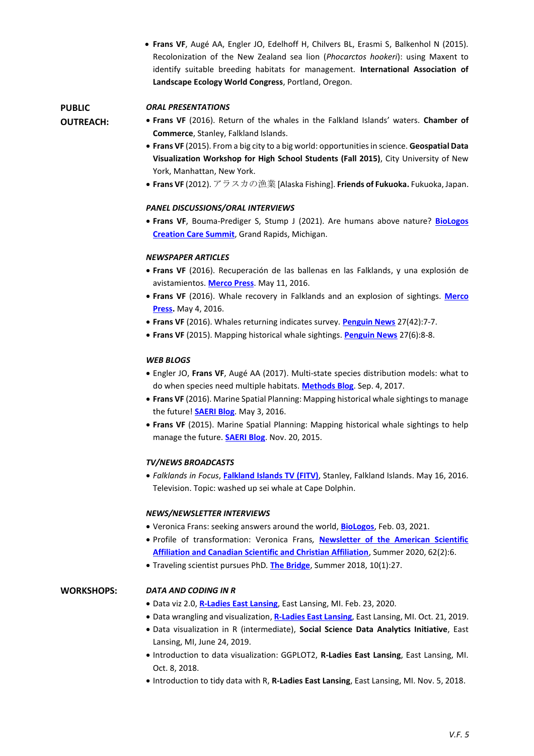- **Frans VF**, Augé AA, Engler JO, Edelhoff H, Chilvers BL, Erasmi S, Balkenhol N (2015). Recolonization of the New Zealand sea lion (*Phocarctos hookeri*): using Maxent to identify suitable breeding habitats for management. **International Association of Landscape Ecology World Congress**, Portland, Oregon.

## PUBLIC OUTREACH:

### *ORAL PRESENTATIONS*

- **Frans VF** (2016). Return of the whales in the Falkland Islands' waters. **Chamber of Commerce**, Stanley, Falkland Islands.
- **Frans VF** (2015). From a big city to a big world: opportunities in science. **Geospatial Data Visualization Workshop for High School Students (Fall 2015)**, City University of New York, Manhattan, New York.
- **Frans VF** (2012). アラスカの漁業 [Alaska Fishing]. **Friends of Fukuoka.** Fukuoka, Japan.

### *PANEL DISCUSSIONS/ORAL INTERVIEWS*

- **Frans VF**, Bouma-Prediger S, Stump J (2021). Are humans above nature? **BioLogos Creation Care Summit**, Grand Rapids, Michigan.

### *NEWSPAPER ARTICLES*

- **Frans VF** (2016). Recuperación de las ballenas en las Falklands, y una explosión de avistamientos. **Merco Press**. May 11, 2016.
- **Frans VF** (2016). Whale recovery in Falklands and an explosion of sightings. **Merco Press.** May 4, 2016.
- **Frans VF** (2016). Whales returning indicates survey. **Penguin News** 27(42):7-7.
- **Frans VF** (2015). Mapping historical whale sightings. **Penguin News** 27(6):8-8.

### *WEB BLOGS*

- Engler JO, **Frans VF**, Augé AA (2017). Multi-state species distribution models: what to do when species need multiple habitats. **Methods Blog**. Sep. 4, 2017.
- **Frans VF** (2016). Marine Spatial Planning: Mapping historical whale sightings to manage the future! **SAERI Blog**. May 3, 2016.
- **Frans VF** (2015). Marine Spatial Planning: Mapping historical whale sightings to help manage the future. **SAERI Blog**. Nov. 20, 2015.

### *TV/NEWS BROADCASTS*

- *Falklands in Focus*, **Falkland Islands TV (FITV)**, Stanley, Falkland Islands. May 16, 2016. Television. Topic: washed up sei whale at Cape Dolphin.

### *NEWS/NEWSLETTER INTERVIEWS*

- Veronica Frans: seeking answers around the world, **BioLogos**, Feb. 03, 2021.
- Profile of transformation: Veronica Frans, **Newsletter of the American Scientific Affiliation and Canadian Scientific and Christian Affiliation**, Summer 2020, 62(2):6.
- Traveling scientist pursues PhD. **The Bridge**, Summer 2018, 10(1):27.

## WORKSHOPS:

### *DATA AND CODING IN R*

- Data viz 2.0, **R-Ladies East Lansing**, East Lansing, MI. Feb. 23, 2020.
- Data wrangling and visualization, **R-Ladies East Lansing**, East Lansing, MI. Oct. 21, 2019.
- Data visualization in R (intermediate), **Social Science Data Analytics Initiative**, East Lansing, MI, June 24, 2019.
- Introduction to data visualization: GGPLOT2, **R-Ladies East Lansing**, East Lansing, MI. Oct. 8, 2018.
- Introduction to tidy data with R, **R-Ladies East Lansing**, East Lansing, MI. Nov. 5, 2018.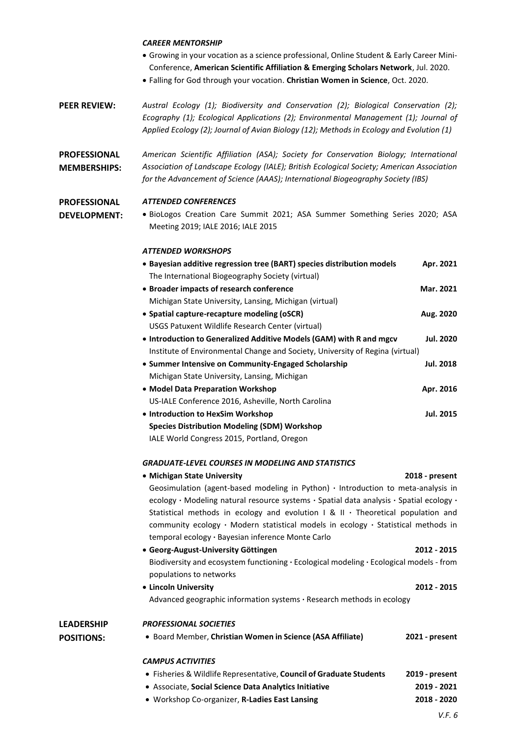*CAREER MENTORSHIP*

- Growing in your vocation as a science professional, Online Student & Early Career Mini-Conference, **American Scientific Affiliation & Emerging Scholars Network**, Jul. 2020.
- Falling for God through your vocation. **Christian Women in Science**, Oct. 2020.

## PEER REVIEW:

*Austral Ecology (1); Biodiversity and Conservation (2); Biological Conservation (2); Ecography (1); Ecological Applications (2); Environmental Management (1); Journal of Applied Ecology (2); Journal of Avian Biology (12); Methods in Ecology and Evolution (1)*

## PROFESSIONAL MEMBERSHIPS:

*American Scientific Affiliation (ASA); Society for Conservation Biology; International Association of Landscape Ecology (IALE); British Ecological Society; American Association for the Advancement of Science (AAAS); International Biogeography Society (IBS)*

## PROFESSIONAL DEVELOPMENT:

*ATTENDED CONFERENCES*

- BioLogos Creation Care Summit 2021; ASA Summer Something Series 2020; ASA Meeting 2019; IALE 2016; IALE 2015

*ATTENDED WORKSHOPS*

- **Bayesian additive regression tree (BART) species distribution models** — **Apr. 2021**
  The International Biogeography Society (virtual)
- **Broader impacts of research conference** — **Mar. 2021**
  Michigan State University, Lansing, Michigan (virtual)
- **Spatial capture-recapture modeling (oSCR)** — **Aug. 2020**
  USGS Patuxent Wildlife Research Center (virtual)
- **Introduction to Generalized Additive Models (GAM) with R and mgcv** — **Jul. 2020**
  Institute of Environmental Change and Society, University of Regina (virtual)
- **Summer Intensive on Community-Engaged Scholarship** — **Jul. 2018**
  Michigan State University, Lansing, Michigan
- **Model Data Preparation Workshop** — **Apr. 2016**
  US-IALE Conference 2016, Asheville, North Carolina
- **Introduction to HexSim Workshop** — **Jul. 2015**
  **Species Distribution Modeling (SDM) Workshop**
  IALE World Congress 2015, Portland, Oregon

*GRADUATE-LEVEL COURSES IN MODELING AND STATISTICS*

- **Michigan State University** — **2018 - present**
  Geosimulation (agent-based modeling in Python) · Introduction to meta-analysis in ecology · Modeling natural resource systems · Spatial data analysis · Spatial ecology · Statistical methods in ecology and evolution I & II · Theoretical population and community ecology · Modern statistical models in ecology · Statistical methods in temporal ecology · Bayesian inference Monte Carlo
- **Georg-August-University Göttingen** — **2012 - 2015**
  Biodiversity and ecosystem functioning · Ecological modeling · Ecological models - from populations to networks
- **Lincoln University** — **2012 - 2015**
  Advanced geographic information systems · Research methods in ecology

## LEADERSHIP POSITIONS:

*PROFESSIONAL SOCIETIES*

- Board Member, **Christian Women in Science (ASA Affiliate)** — **2021 - present**

*CAMPUS ACTIVITIES*

- Fisheries & Wildlife Representative, **Council of Graduate Students** — **2019 - present**
- Associate, **Social Science Data Analytics Initiative** — **2019 - 2021**
- Workshop Co-organizer, **R-Ladies East Lansing** — **2018 - 2020**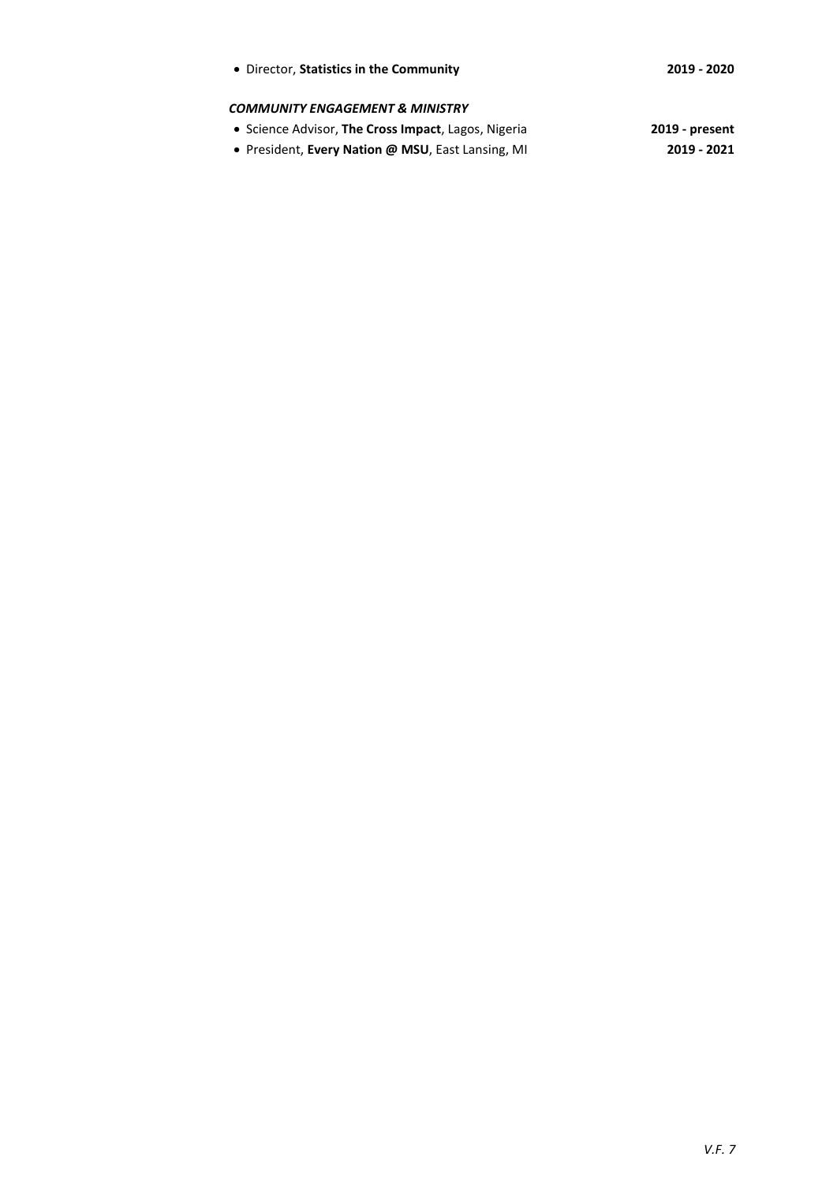- Director, **Statistics in the Community** **2019 - 2020**

***COMMUNITY ENGAGEMENT & MINISTRY***

- Science Advisor, **The Cross Impact**, Lagos, Nigeria **2019 - present**
- President, **Every Nation @ MSU**, East Lansing, MI **2019 - 2021**